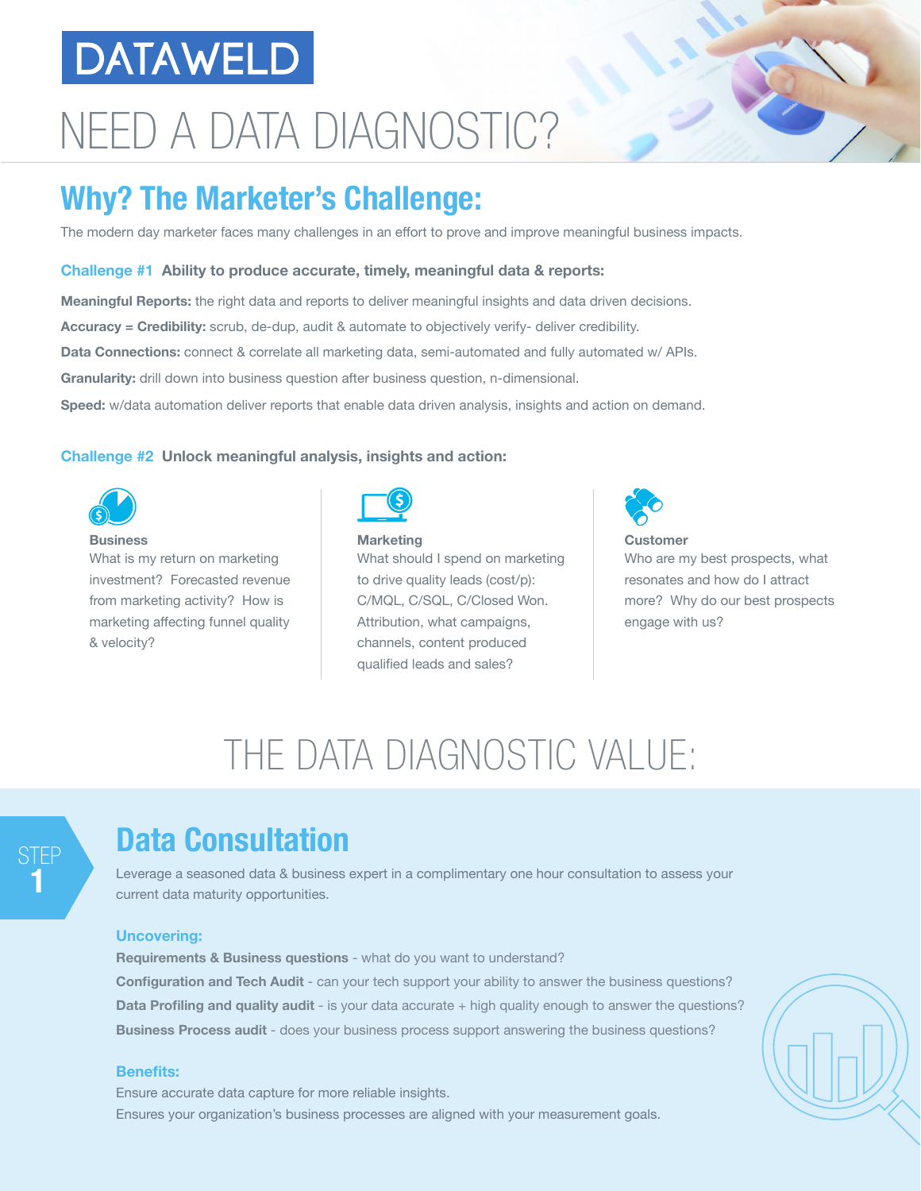DATAWELD

# NEED A DATA DIAGNOSTIC?

## Why? The Marketer's Challenge:

The modern day marketer faces many challenges in an effort to prove and improve meaningful business impacts.

### Challenge #1 Ability to produce accurate, timely, meaningful data & reports:

**Meaningful Reports:** the right data and reports to deliver meaningful insights and data driven decisions.

**Accuracy = Credibility:** scrub, de-dup, audit & automate to objectively verify- deliver credibility.

**Data Connections:** connect & correlate all marketing data, semi-automated and fully automated w/ APIs.

**Granularity:** drill down into business question after business question, n-dimensional.

**Speed:** w/data automation deliver reports that enable data driven analysis, insights and action on demand.

### Challenge #2 Unlock meaningful analysis, insights and action:

**Business**
What is my return on marketing investment? Forecasted revenue from marketing activity? How is marketing affecting funnel quality & velocity?

**Marketing**
What should I spend on marketing to drive quality leads (cost/p): C/MQL, C/SQL, C/Closed Won. Attribution, what campaigns, channels, content produced qualified leads and sales?

**Customer**
Who are my best prospects, what resonates and how do I attract more? Why do our best prospects engage with us?

# THE DATA DIAGNOSTIC VALUE:

STEP 1

## Data Consultation

Leverage a seasoned data & business expert in a complimentary one hour consultation to assess your current data maturity opportunities.

### Uncovering:

**Requirements & Business questions** - what do you want to understand?

**Configuration and Tech Audit** - can your tech support your ability to answer the business questions?

**Data Profiling and quality audit** - is your data accurate + high quality enough to answer the questions?

**Business Process audit** - does your business process support answering the business questions?

### Benefits:

Ensure accurate data capture for more reliable insights.

Ensures your organization's business processes are aligned with your measurement goals.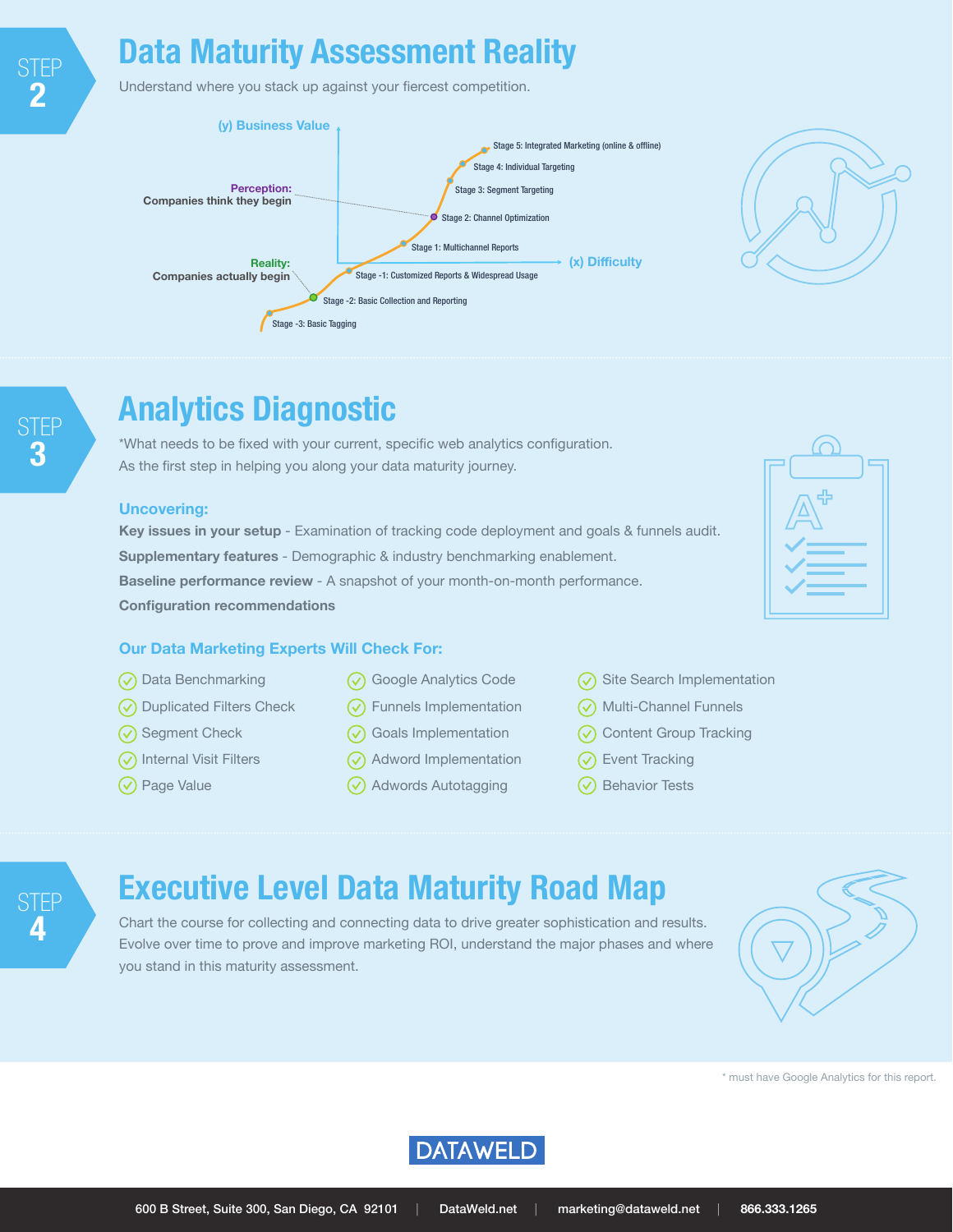STEP 2

# Data Maturity Assessment Reality

Understand where you stack up against your fiercest competition.

(y) Business Value

(x) Difficulty

Stage 5: Integrated Marketing (online & offline)

Stage 4: Individual Targeting

Stage 3: Segment Targeting

Stage 2: Channel Optimization

Stage 1: Multichannel Reports

Stage -1: Customized Reports & Widespread Usage

Stage -2: Basic Collection and Reporting

Stage -3: Basic Tagging

Perception: Companies think they begin

Reality: Companies actually begin

STEP 3

# Analytics Diagnostic

*What needs to be fixed with your current, specific web analytics configuration.
As the first step in helping you along your data maturity journey.

### Uncovering:

**Key issues in your setup** - Examination of tracking code deployment and goals & funnels audit.

**Supplementary features** - Demographic & industry benchmarking enablement.

**Baseline performance review** - A snapshot of your month-on-month performance.

**Configuration recommendations**

### Our Data Marketing Experts Will Check For:

- Data Benchmarking
- Duplicated Filters Check
- Segment Check
- Internal Visit Filters
- Page Value
- Google Analytics Code
- Funnels Implementation
- Goals Implementation
- Adword Implementation
- Adwords Autotagging
- Site Search Implementation
- Multi-Channel Funnels
- Content Group Tracking
- Event Tracking
- Behavior Tests

STEP 4

# Executive Level Data Maturity Road Map

Chart the course for collecting and connecting data to drive greater sophistication and results. Evolve over time to prove and improve marketing ROI, understand the major phases and where you stand in this maturity assessment.

* must have Google Analytics for this report.

DATAWELD

600 B Street, Suite 300, San Diego, CA 92101 | DataWeld.net | marketing@dataweld.net | 866.333.1265